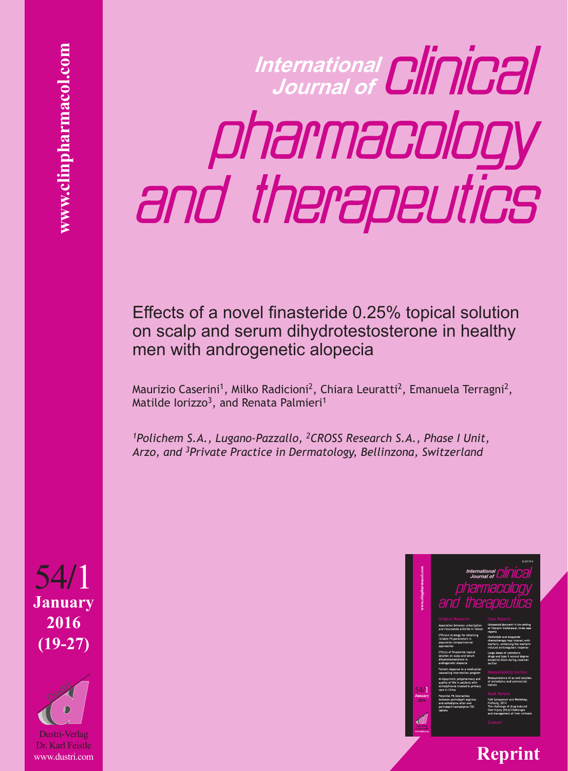# International Journal of clinical pharmacology and therapeutics

## Effects of a novel finasteride 0.25% topical solution on scalp and serum dihydrotestosterone in healthy men with androgenetic alopecia

Maurizio Caserini[1], Milko Radicioni[2], Chiara Leuratti[2], Emanuela Terragni[2], Matilde Iorizzo[3], and Renata Palmieri[1]

*[1]Polichem S.A., Lugano-Pazzallo, [2]CROSS Research S.A., Phase I Unit, Arzo, and [3]Private Practice in Dermatology, Bellinzona, Switzerland*

54/1
**January**
**2016**
**(19-27)**

Dustri-Verlag
Dr. Karl Feistle
www.dustri.com

www.clinpharmacol.com

**Reprint**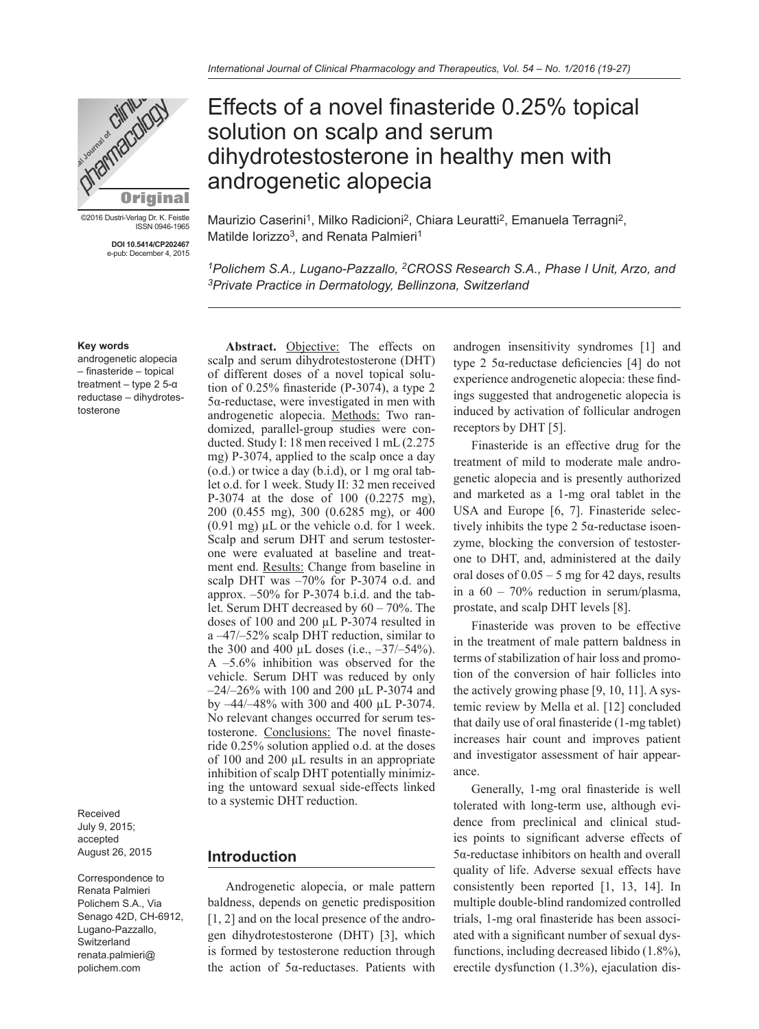# Effects of a novel finasteride 0.25% topical solution on scalp and serum dihydrotestosterone in healthy men with androgenetic alopecia

Maurizio Caserini[1], Milko Radicioni[2], Chiara Leuratti[2], Emanuela Terragni[2], Matilde Iorizzo[3], and Renata Palmieri[1]

[1]*Polichem S.A., Lugano-Pazzallo,* [2]*CROSS Research S.A., Phase I Unit, Arzo, and* [3]*Private Practice in Dermatology, Bellinzona, Switzerland*

©2016 Dustri-Verlag Dr. K. Feistle
ISSN 0946-1965

**DOI 10.5414/CP202467**
e-pub: December 4, 2015

**Key words**
androgenetic alopecia – finasteride – topical treatment – type 2 5-α reductase – dihydrotestosterone

Received July 9, 2015; accepted August 26, 2015

Correspondence to Renata Palmieri
Polichem S.A., Via Senago 42D, CH-6912, Lugano-Pazzallo, Switzerland
renata.palmieri@polichem.com

**Abstract.** Objective: The effects on scalp and serum dihydrotestosterone (DHT) of different doses of a novel topical solution of 0.25% finasteride (P-3074), a type 2 5α-reductase, were investigated in men with androgenetic alopecia. Methods: Two randomized, parallel-group studies were conducted. Study I: 18 men received 1 mL (2.275 mg) P-3074, applied to the scalp once a day (o.d.) or twice a day (b.i.d), or 1 mg oral tablet o.d. for 1 week. Study II: 32 men received P-3074 at the dose of 100 (0.2275 mg), 200 (0.455 mg), 300 (0.6285 mg), or 400 (0.91 mg) µL or the vehicle o.d. for 1 week. Scalp and serum DHT and serum testosterone were evaluated at baseline and treatment end. Results: Change from baseline in scalp DHT was –70% for P-3074 o.d. and approx. –50% for P-3074 b.i.d. and the tablet. Serum DHT decreased by 60 – 70%. The doses of 100 and 200 µL P-3074 resulted in a –47/–52% scalp DHT reduction, similar to the 300 and 400 µL doses (i.e., –37/–54%). A –5.6% inhibition was observed for the vehicle. Serum DHT was reduced by only –24/–26% with 100 and 200 µL P-3074 and by –44/–48% with 300 and 400 µL P-3074. No relevant changes occurred for serum testosterone. Conclusions: The novel finasteride 0.25% solution applied o.d. at the doses of 100 and 200 µL results in an appropriate inhibition of scalp DHT potentially minimizing the untoward sexual side-effects linked to a systemic DHT reduction.

## Introduction

Androgenetic alopecia, or male pattern baldness, depends on genetic predisposition [1, 2] and on the local presence of the androgen dihydrotestosterone (DHT) [3], which is formed by testosterone reduction through the action of 5α-reductases. Patients with androgen insensitivity syndromes [1] and type 2 5α-reductase deficiencies [4] do not experience androgenetic alopecia: these findings suggested that androgenetic alopecia is induced by activation of follicular androgen receptors by DHT [5].

Finasteride is an effective drug for the treatment of mild to moderate male androgenetic alopecia and is presently authorized and marketed as a 1-mg oral tablet in the USA and Europe [6, 7]. Finasteride selectively inhibits the type 2 5α-reductase isoenzyme, blocking the conversion of testosterone to DHT, and, administered at the daily oral doses of 0.05 – 5 mg for 42 days, results in a 60 – 70% reduction in serum/plasma, prostate, and scalp DHT levels [8].

Finasteride was proven to be effective in the treatment of male pattern baldness in terms of stabilization of hair loss and promotion of the conversion of hair follicles into the actively growing phase [9, 10, 11]. A systemic review by Mella et al. [12] concluded that daily use of oral finasteride (1-mg tablet) increases hair count and improves patient and investigator assessment of hair appearance.

Generally, 1-mg oral finasteride is well tolerated with long-term use, although evidence from preclinical and clinical studies points to significant adverse effects of 5α-reductase inhibitors on health and overall quality of life. Adverse sexual effects have consistently been reported [1, 13, 14]. In multiple double-blind randomized controlled trials, 1-mg oral finasteride has been associated with a significant number of sexual dysfunctions, including decreased libido (1.8%), erectile dysfunction (1.3%), ejaculation dis-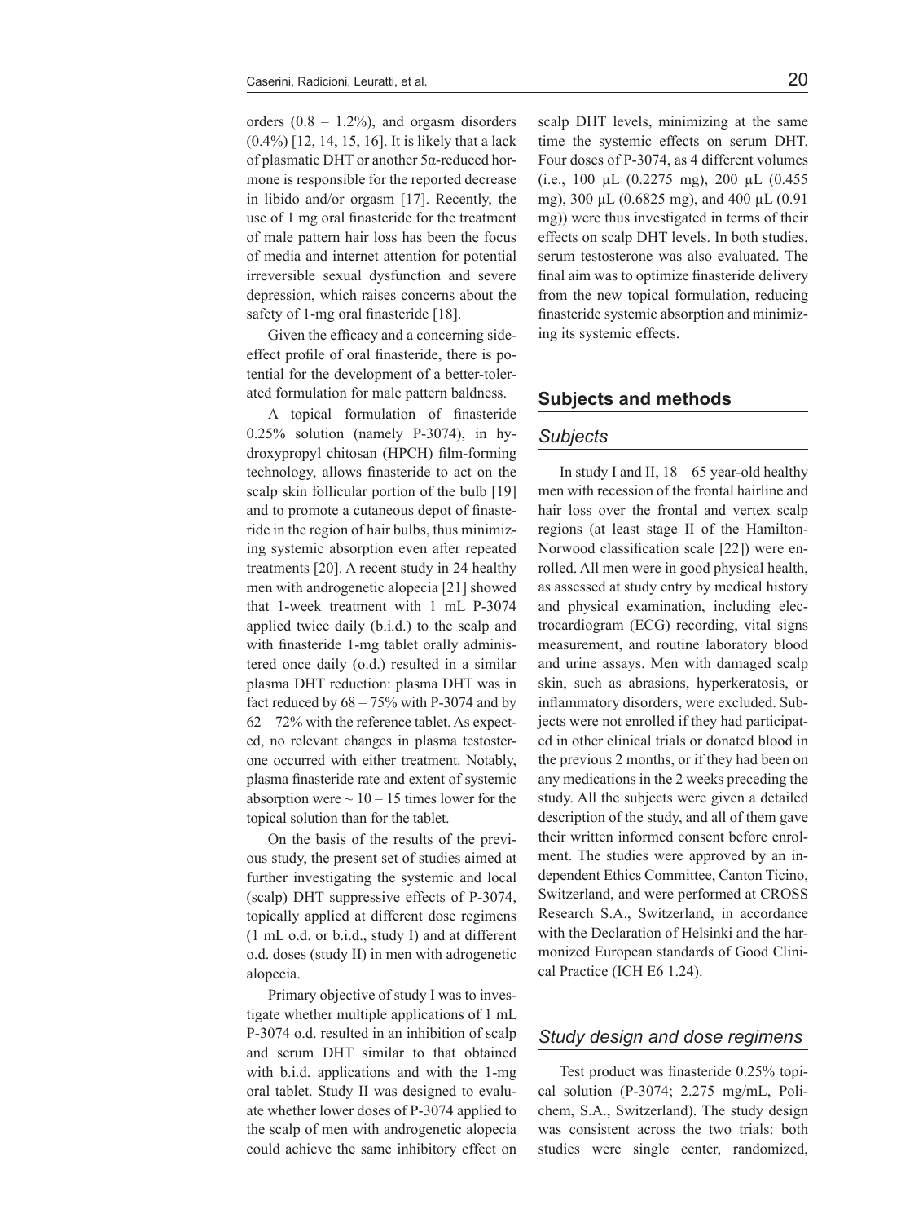orders (0.8 – 1.2%), and orgasm disorders (0.4%) [12, 14, 15, 16]. It is likely that a lack of plasmatic DHT or another 5α-reduced hormone is responsible for the reported decrease in libido and/or orgasm [17]. Recently, the use of 1 mg oral finasteride for the treatment of male pattern hair loss has been the focus of media and internet attention for potential irreversible sexual dysfunction and severe depression, which raises concerns about the safety of 1-mg oral finasteride [18].

Given the efficacy and a concerning side-effect profile of oral finasteride, there is potential for the development of a better-tolerated formulation for male pattern baldness.

A topical formulation of finasteride 0.25% solution (namely P-3074), in hydroxypropyl chitosan (HPCH) film-forming technology, allows finasteride to act on the scalp skin follicular portion of the bulb [19] and to promote a cutaneous depot of finasteride in the region of hair bulbs, thus minimizing systemic absorption even after repeated treatments [20]. A recent study in 24 healthy men with androgenetic alopecia [21] showed that 1-week treatment with 1 mL P-3074 applied twice daily (b.i.d.) to the scalp and with finasteride 1-mg tablet orally administered once daily (o.d.) resulted in a similar plasma DHT reduction: plasma DHT was in fact reduced by 68 – 75% with P-3074 and by 62 – 72% with the reference tablet. As expected, no relevant changes in plasma testosterone occurred with either treatment. Notably, plasma finasteride rate and extent of systemic absorption were ~ 10 – 15 times lower for the topical solution than for the tablet.

On the basis of the results of the previous study, the present set of studies aimed at further investigating the systemic and local (scalp) DHT suppressive effects of P-3074, topically applied at different dose regimens (1 mL o.d. or b.i.d., study I) and at different o.d. doses (study II) in men with adrogenetic alopecia.

Primary objective of study I was to investigate whether multiple applications of 1 mL P-3074 o.d. resulted in an inhibition of scalp and serum DHT similar to that obtained with b.i.d. applications and with the 1-mg oral tablet. Study II was designed to evaluate whether lower doses of P-3074 applied to the scalp of men with androgenetic alopecia could achieve the same inhibitory effect on scalp DHT levels, minimizing at the same time the systemic effects on serum DHT. Four doses of P-3074, as 4 different volumes (i.e., 100 µL (0.2275 mg), 200 µL (0.455 mg), 300 µL (0.6825 mg), and 400 µL (0.91 mg)) were thus investigated in terms of their effects on scalp DHT levels. In both studies, serum testosterone was also evaluated. The final aim was to optimize finasteride delivery from the new topical formulation, reducing finasteride systemic absorption and minimizing its systemic effects.

## Subjects and methods

### Subjects

In study I and II, 18 – 65 year-old healthy men with recession of the frontal hairline and hair loss over the frontal and vertex scalp regions (at least stage II of the Hamilton-Norwood classification scale [22]) were enrolled. All men were in good physical health, as assessed at study entry by medical history and physical examination, including electrocardiogram (ECG) recording, vital signs measurement, and routine laboratory blood and urine assays. Men with damaged scalp skin, such as abrasions, hyperkeratosis, or inflammatory disorders, were excluded. Subjects were not enrolled if they had participated in other clinical trials or donated blood in the previous 2 months, or if they had been on any medications in the 2 weeks preceding the study. All the subjects were given a detailed description of the study, and all of them gave their written informed consent before enrolment. The studies were approved by an independent Ethics Committee, Canton Ticino, Switzerland, and were performed at CROSS Research S.A., Switzerland, in accordance with the Declaration of Helsinki and the harmonized European standards of Good Clinical Practice (ICH E6 1.24).

### Study design and dose regimens

Test product was finasteride 0.25% topical solution (P-3074; 2.275 mg/mL, Polichem, S.A., Switzerland). The study design was consistent across the two trials: both studies were single center, randomized,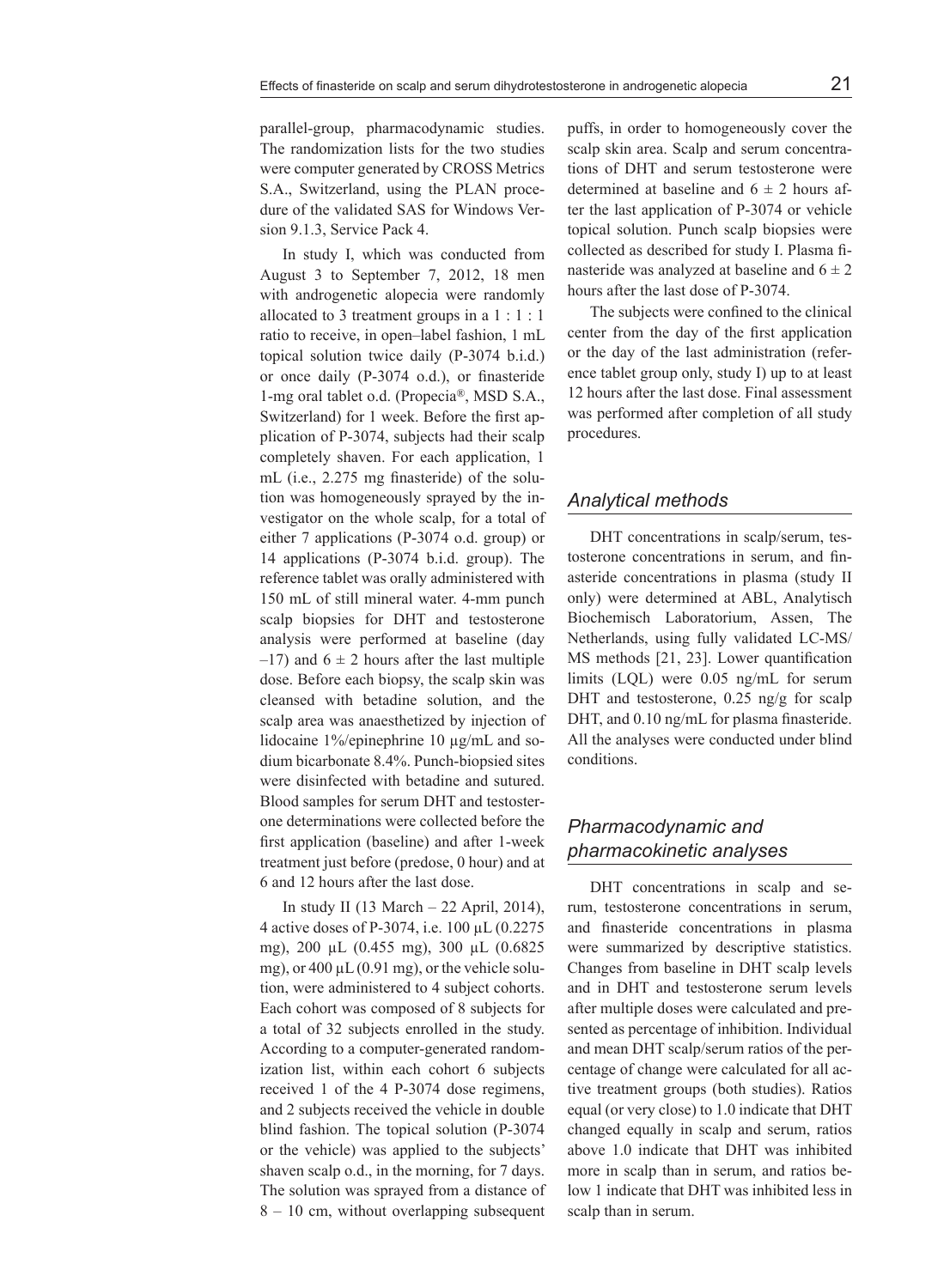parallel-group, pharmacodynamic studies. The randomization lists for the two studies were computer generated by CROSS Metrics S.A., Switzerland, using the PLAN procedure of the validated SAS for Windows Version 9.1.3, Service Pack 4.

In study I, which was conducted from August 3 to September 7, 2012, 18 men with androgenetic alopecia were randomly allocated to 3 treatment groups in a 1 : 1 : 1 ratio to receive, in open–label fashion, 1 mL topical solution twice daily (P-3074 b.i.d.) or once daily (P-3074 o.d.), or finasteride 1-mg oral tablet o.d. (Propecia®, MSD S.A., Switzerland) for 1 week. Before the first application of P-3074, subjects had their scalp completely shaven. For each application, 1 mL (i.e., 2.275 mg finasteride) of the solution was homogeneously sprayed by the investigator on the whole scalp, for a total of either 7 applications (P-3074 o.d. group) or 14 applications (P-3074 b.i.d. group). The reference tablet was orally administered with 150 mL of still mineral water. 4-mm punch scalp biopsies for DHT and testosterone analysis were performed at baseline (day –17) and 6 ± 2 hours after the last multiple dose. Before each biopsy, the scalp skin was cleansed with betadine solution, and the scalp area was anaesthetized by injection of lidocaine 1%/epinephrine 10 µg/mL and sodium bicarbonate 8.4%. Punch-biopsied sites were disinfected with betadine and sutured. Blood samples for serum DHT and testosterone determinations were collected before the first application (baseline) and after 1-week treatment just before (predose, 0 hour) and at 6 and 12 hours after the last dose.

In study II (13 March – 22 April, 2014), 4 active doses of P-3074, i.e. 100 µL (0.2275 mg), 200 µL (0.455 mg), 300 µL (0.6825 mg), or 400 µL (0.91 mg), or the vehicle solution, were administered to 4 subject cohorts. Each cohort was composed of 8 subjects for a total of 32 subjects enrolled in the study. According to a computer-generated randomization list, within each cohort 6 subjects received 1 of the 4 P-3074 dose regimens, and 2 subjects received the vehicle in double blind fashion. The topical solution (P-3074 or the vehicle) was applied to the subjects' shaven scalp o.d., in the morning, for 7 days. The solution was sprayed from a distance of 8 – 10 cm, without overlapping subsequent puffs, in order to homogeneously cover the scalp skin area. Scalp and serum concentrations of DHT and serum testosterone were determined at baseline and 6 ± 2 hours after the last application of P-3074 or vehicle topical solution. Punch scalp biopsies were collected as described for study I. Plasma finasteride was analyzed at baseline and 6 ± 2 hours after the last dose of P-3074.

The subjects were confined to the clinical center from the day of the first application or the day of the last administration (reference tablet group only, study I) up to at least 12 hours after the last dose. Final assessment was performed after completion of all study procedures.

## *Analytical methods*

DHT concentrations in scalp/serum, testosterone concentrations in serum, and finasteride concentrations in plasma (study II only) were determined at ABL, Analytisch Biochemisch Laboratorium, Assen, The Netherlands, using fully validated LC-MS/MS methods [21, 23]. Lower quantification limits (LQL) were 0.05 ng/mL for serum DHT and testosterone, 0.25 ng/g for scalp DHT, and 0.10 ng/mL for plasma finasteride. All the analyses were conducted under blind conditions.

## *Pharmacodynamic and pharmacokinetic analyses*

DHT concentrations in scalp and serum, testosterone concentrations in serum, and finasteride concentrations in plasma were summarized by descriptive statistics. Changes from baseline in DHT scalp levels and in DHT and testosterone serum levels after multiple doses were calculated and presented as percentage of inhibition. Individual and mean DHT scalp/serum ratios of the percentage of change were calculated for all active treatment groups (both studies). Ratios equal (or very close) to 1.0 indicate that DHT changed equally in scalp and serum, ratios above 1.0 indicate that DHT was inhibited more in scalp than in serum, and ratios below 1 indicate that DHT was inhibited less in scalp than in serum.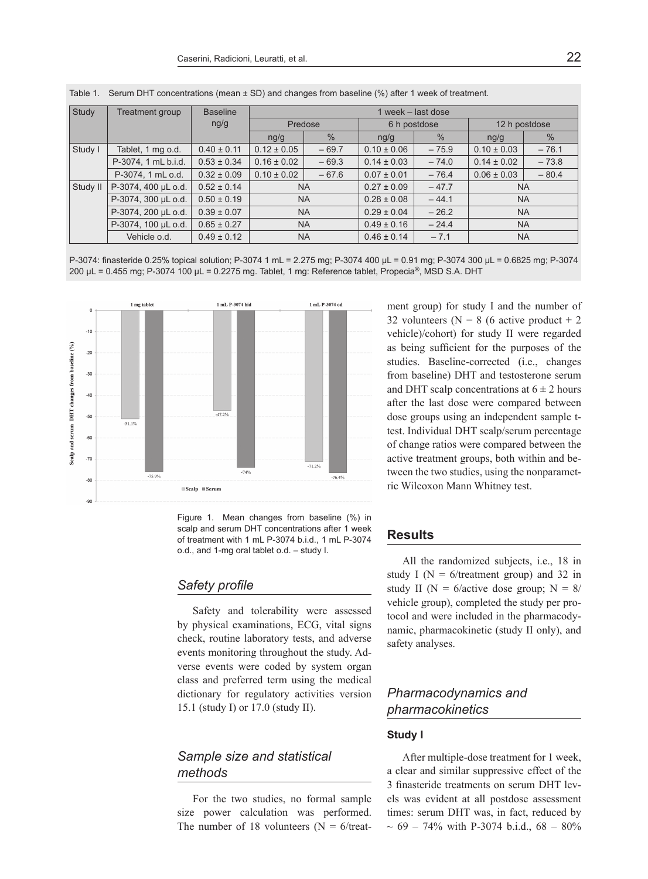Table 1. Serum DHT concentrations (mean ± SD) and changes from baseline (%) after 1 week of treatment.

| Study | Treatment group | Baseline ng/g | 1 week – last dose | | | | | |
|---|---|---|---|---|---|---|---|---|
| | | | Predose | | 6 h postdose | | 12 h postdose | |
| | | | ng/g | % | ng/g | % | ng/g | % |
| Study I | Tablet, 1 mg o.d. | 0.40 ± 0.11 | 0.12 ± 0.05 | – 69.7 | 0.10 ± 0.06 | – 75.9 | 0.10 ± 0.03 | – 76.1 |
| | P-3074, 1 mL b.i.d. | 0.53 ± 0.34 | 0.16 ± 0.02 | – 69.3 | 0.14 ± 0.03 | – 74.0 | 0.14 ± 0.02 | – 73.8 |
| | P-3074, 1 mL o.d. | 0.32 ± 0.09 | 0.10 ± 0.02 | – 67.6 | 0.07 ± 0.01 | – 76.4 | 0.06 ± 0.03 | – 80.4 |
| Study II | P-3074, 400 μL o.d. | 0.52 ± 0.14 | NA | | 0.27 ± 0.09 | – 47.7 | NA | |
| | P-3074, 300 μL o.d. | 0.50 ± 0.19 | NA | | 0.28 ± 0.08 | – 44.1 | NA | |
| | P-3074, 200 μL o.d. | 0.39 ± 0.07 | NA | | 0.29 ± 0.04 | – 26.2 | NA | |
| | P-3074, 100 μL o.d. | 0.65 ± 0.27 | NA | | 0.49 ± 0.16 | – 24.4 | NA | |
| | Vehicle o.d. | 0.49 ± 0.12 | NA | | 0.46 ± 0.14 | – 7.1 | NA | |

P-3074: finasteride 0.25% topical solution; P-3074 1 mL = 2.275 mg; P-3074 400 μL = 0.91 mg; P-3074 300 μL = 0.6825 mg; P-3074 200 μL = 0.455 mg; P-3074 100 μL = 0.2275 mg. Tablet, 1 mg: Reference tablet, Propecia®, MSD S.A. DHT

Figure 1. Mean changes from baseline (%) in scalp and serum DHT concentrations after 1 week of treatment with 1 mL P-3074 b.i.d., 1 mL P-3074 o.d., and 1-mg oral tablet o.d. – study I.

## *Safety profile*

Safety and tolerability were assessed by physical examinations, ECG, vital signs check, routine laboratory tests, and adverse events monitoring throughout the study. Adverse events were coded by system organ class and preferred term using the medical dictionary for regulatory activities version 15.1 (study I) or 17.0 (study II).

## *Sample size and statistical methods*

For the two studies, no formal sample size power calculation was performed. The number of 18 volunteers (N = 6/treatment group) for study I and the number of 32 volunteers (N = 8 (6 active product + 2 vehicle)/cohort) for study II were regarded as being sufficient for the purposes of the studies. Baseline-corrected (i.e., changes from baseline) DHT and testosterone serum and DHT scalp concentrations at 6 ± 2 hours after the last dose were compared between dose groups using an independent sample t-test. Individual DHT scalp/serum percentage of change ratios were compared between the active treatment groups, both within and between the two studies, using the nonparametric Wilcoxon Mann Whitney test.

## Results

All the randomized subjects, i.e., 18 in study I (N = 6/treatment group) and 32 in study II (N = 6/active dose group; N = 8/vehicle group), completed the study per protocol and were included in the pharmacodynamic, pharmacokinetic (study II only), and safety analyses.

## *Pharmacodynamics and pharmacokinetics*

### Study I

After multiple-dose treatment for 1 week, a clear and similar suppressive effect of the 3 finasteride treatments on serum DHT levels was evident at all postdose assessment times: serum DHT was, in fact, reduced by ~ 69 – 74% with P-3074 b.i.d., 68 – 80%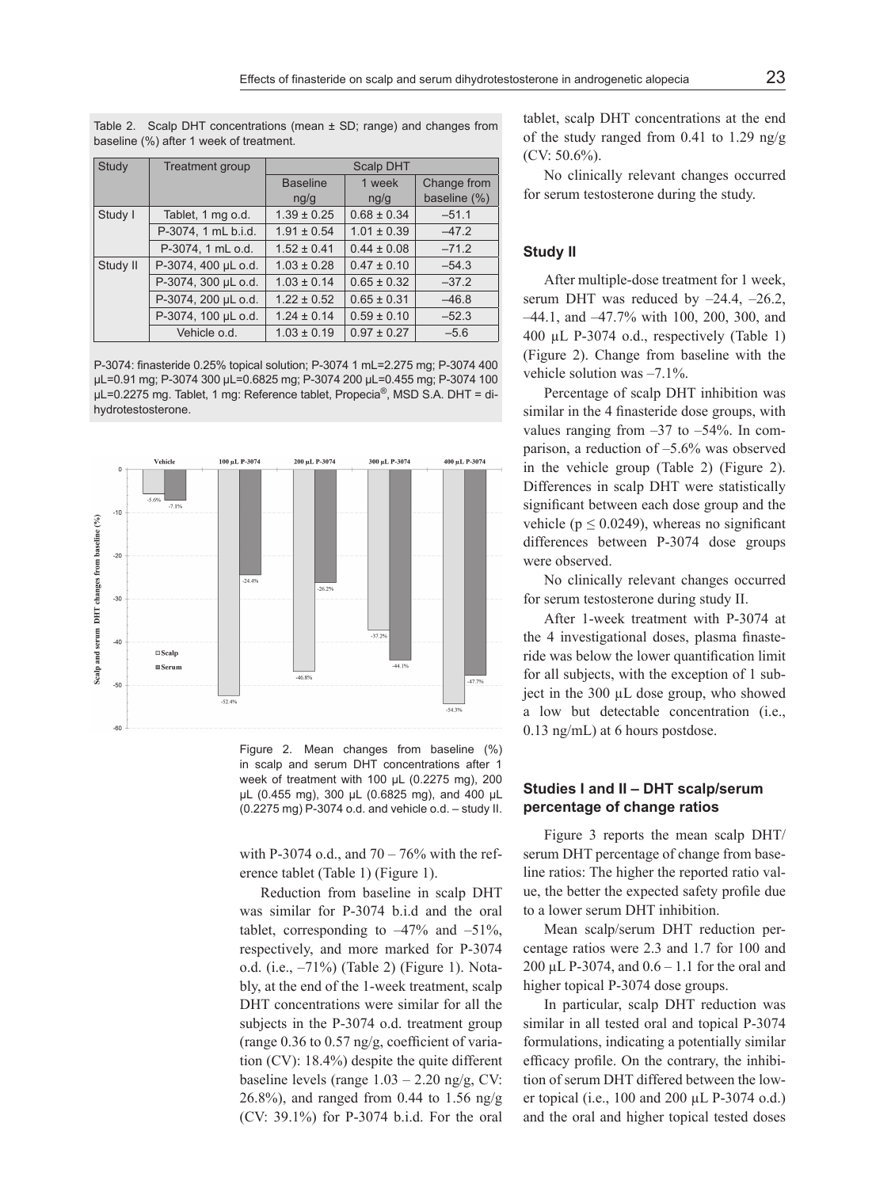Table 2. Scalp DHT concentrations (mean ± SD; range) and changes from baseline (%) after 1 week of treatment.

| Study | Treatment group | Scalp DHT | | |
|---|---|---|---|---|
| | | Baseline ng/g | 1 week ng/g | Change from baseline (%) |
| Study I | Tablet, 1 mg o.d. | 1.39 ± 0.25 | 0.68 ± 0.34 | –51.1 |
| | P-3074, 1 mL b.i.d. | 1.91 ± 0.54 | 1.01 ± 0.39 | –47.2 |
| | P-3074, 1 mL o.d. | 1.52 ± 0.41 | 0.44 ± 0.08 | –71.2 |
| Study II | P-3074, 400 µL o.d. | 1.03 ± 0.28 | 0.47 ± 0.10 | –54.3 |
| | P-3074, 300 µL o.d. | 1.03 ± 0.14 | 0.65 ± 0.32 | –37.2 |
| | P-3074, 200 µL o.d. | 1.22 ± 0.52 | 0.65 ± 0.31 | –46.8 |
| | P-3074, 100 µL o.d. | 1.24 ± 0.14 | 0.59 ± 0.10 | –52.3 |
| | Vehicle o.d. | 1.03 ± 0.19 | 0.97 ± 0.27 | –5.6 |

P-3074: finasteride 0.25% topical solution; P-3074 1 mL=2.275 mg; P-3074 400 µL=0.91 mg; P-3074 300 µL=0.6825 mg; P-3074 200 µL=0.455 mg; P-3074 100 µL=0.2275 mg. Tablet, 1 mg: Reference tablet, Propecia®, MSD S.A. DHT = dihydrotestosterone.

Figure 2. Mean changes from baseline (%) in scalp and serum DHT concentrations after 1 week of treatment with 100 µL (0.2275 mg), 200 µL (0.455 mg), 300 µL (0.6825 mg), and 400 µL (0.2275 mg) P-3074 o.d. and vehicle o.d. – study II.

with P-3074 o.d., and 70 – 76% with the reference tablet (Table 1) (Figure 1).

Reduction from baseline in scalp DHT was similar for P-3074 b.i.d and the oral tablet, corresponding to –47% and –51%, respectively, and more marked for P-3074 o.d. (i.e., –71%) (Table 2) (Figure 1). Notably, at the end of the 1-week treatment, scalp DHT concentrations were similar for all the subjects in the P-3074 o.d. treatment group (range 0.36 to 0.57 ng/g, coefficient of variation (CV): 18.4%) despite the quite different baseline levels (range 1.03 – 2.20 ng/g, CV: 26.8%), and ranged from 0.44 to 1.56 ng/g (CV: 39.1%) for P-3074 b.i.d. For the oral tablet, scalp DHT concentrations at the end of the study ranged from 0.41 to 1.29 ng/g (CV: 50.6%).

No clinically relevant changes occurred for serum testosterone during the study.

### Study II

After multiple-dose treatment for 1 week, serum DHT was reduced by –24.4, –26.2, –44.1, and –47.7% with 100, 200, 300, and 400 µL P-3074 o.d., respectively (Table 1) (Figure 2). Change from baseline with the vehicle solution was –7.1%.

Percentage of scalp DHT inhibition was similar in the 4 finasteride dose groups, with values ranging from –37 to –54%. In comparison, a reduction of –5.6% was observed in the vehicle group (Table 2) (Figure 2). Differences in scalp DHT were statistically significant between each dose group and the vehicle ($p \leq 0.0249$), whereas no significant differences between P-3074 dose groups were observed.

No clinically relevant changes occurred for serum testosterone during study II.

After 1-week treatment with P-3074 at the 4 investigational doses, plasma finasteride was below the lower quantification limit for all subjects, with the exception of 1 subject in the 300 µL dose group, who showed a low but detectable concentration (i.e., 0.13 ng/mL) at 6 hours postdose.

### Studies I and II – DHT scalp/serum percentage of change ratios

Figure 3 reports the mean scalp DHT/serum DHT percentage of change from baseline ratios: The higher the reported ratio value, the better the expected safety profile due to a lower serum DHT inhibition.

Mean scalp/serum DHT reduction percentage ratios were 2.3 and 1.7 for 100 and 200 µL P-3074, and 0.6 – 1.1 for the oral and higher topical P-3074 dose groups.

In particular, scalp DHT reduction was similar in all tested oral and topical P-3074 formulations, indicating a potentially similar efficacy profile. On the contrary, the inhibition of serum DHT differed between the lower topical (i.e., 100 and 200 µL P-3074 o.d.) and the oral and higher topical tested doses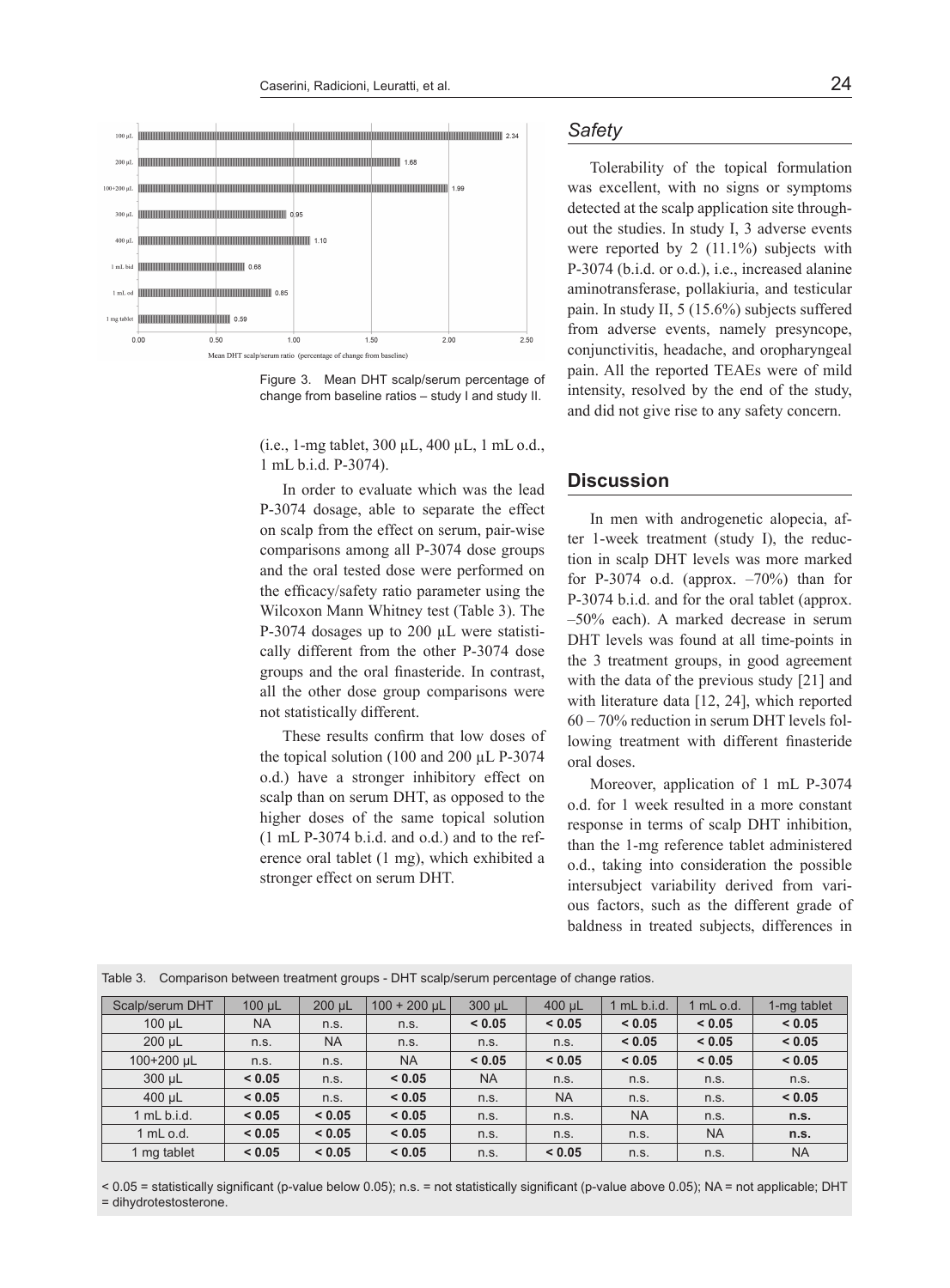Figure 3. Mean DHT scalp/serum percentage of change from baseline ratios – study I and study II.

(i.e., 1-mg tablet, 300 µL, 400 µL, 1 mL o.d., 1 mL b.i.d. P-3074).

In order to evaluate which was the lead P-3074 dosage, able to separate the effect on scalp from the effect on serum, pair-wise comparisons among all P-3074 dose groups and the oral tested dose were performed on the efficacy/safety ratio parameter using the Wilcoxon Mann Whitney test (Table 3). The P-3074 dosages up to 200 µL were statistically different from the other P-3074 dose groups and the oral finasteride. In contrast, all the other dose group comparisons were not statistically different.

These results confirm that low doses of the topical solution (100 and 200 µL P-3074 o.d.) have a stronger inhibitory effect on scalp than on serum DHT, as opposed to the higher doses of the same topical solution (1 mL P-3074 b.i.d. and o.d.) and to the reference oral tablet (1 mg), which exhibited a stronger effect on serum DHT.

### *Safety*

Tolerability of the topical formulation was excellent, with no signs or symptoms detected at the scalp application site throughout the studies. In study I, 3 adverse events were reported by 2 (11.1%) subjects with P-3074 (b.i.d. or o.d.), i.e., increased alanine aminotransferase, pollakiuria, and testicular pain. In study II, 5 (15.6%) subjects suffered from adverse events, namely presyncope, conjunctivitis, headache, and oropharyngeal pain. All the reported TEAEs were of mild intensity, resolved by the end of the study, and did not give rise to any safety concern.

## Discussion

In men with androgenetic alopecia, after 1-week treatment (study I), the reduction in scalp DHT levels was more marked for P-3074 o.d. (approx. –70%) than for P-3074 b.i.d. and for the oral tablet (approx. –50% each). A marked decrease in serum DHT levels was found at all time-points in the 3 treatment groups, in good agreement with the data of the previous study [21] and with literature data [12, 24], which reported 60 – 70% reduction in serum DHT levels following treatment with different finasteride oral doses.

Moreover, application of 1 mL P-3074 o.d. for 1 week resulted in a more constant response in terms of scalp DHT inhibition, than the 1-mg reference tablet administered o.d., taking into consideration the possible intersubject variability derived from various factors, such as the different grade of baldness in treated subjects, differences in

Table 3. Comparison between treatment groups - DHT scalp/serum percentage of change ratios.

| Scalp/serum DHT | 100 µL | 200 µL | 100 + 200 µL | 300 µL | 400 µL | 1 mL b.i.d. | 1 mL o.d. | 1-mg tablet |
|---|---|---|---|---|---|---|---|---|
| 100 µL | NA | n.s. | n.s. | **< 0.05** | **< 0.05** | **< 0.05** | **< 0.05** | **< 0.05** |
| 200 µL | n.s. | NA | n.s. | n.s. | n.s. | **< 0.05** | **< 0.05** | **< 0.05** |
| 100+200 µL | n.s. | n.s. | NA | **< 0.05** | **< 0.05** | **< 0.05** | **< 0.05** | **< 0.05** |
| 300 µL | **< 0.05** | n.s. | **< 0.05** | NA | n.s. | n.s. | n.s. | n.s. |
| 400 µL | **< 0.05** | n.s. | **< 0.05** | n.s. | NA | n.s. | n.s. | **< 0.05** |
| 1 mL b.i.d. | **< 0.05** | **< 0.05** | **< 0.05** | n.s. | n.s. | NA | n.s. | **n.s.** |
| 1 mL o.d. | **< 0.05** | **< 0.05** | **< 0.05** | n.s. | n.s. | n.s. | NA | **n.s.** |
| 1 mg tablet | **< 0.05** | **< 0.05** | **< 0.05** | n.s. | **< 0.05** | n.s. | n.s. | NA |

< 0.05 = statistically significant (p-value below 0.05); n.s. = not statistically significant (p-value above 0.05); NA = not applicable; DHT = dihydrotestosterone.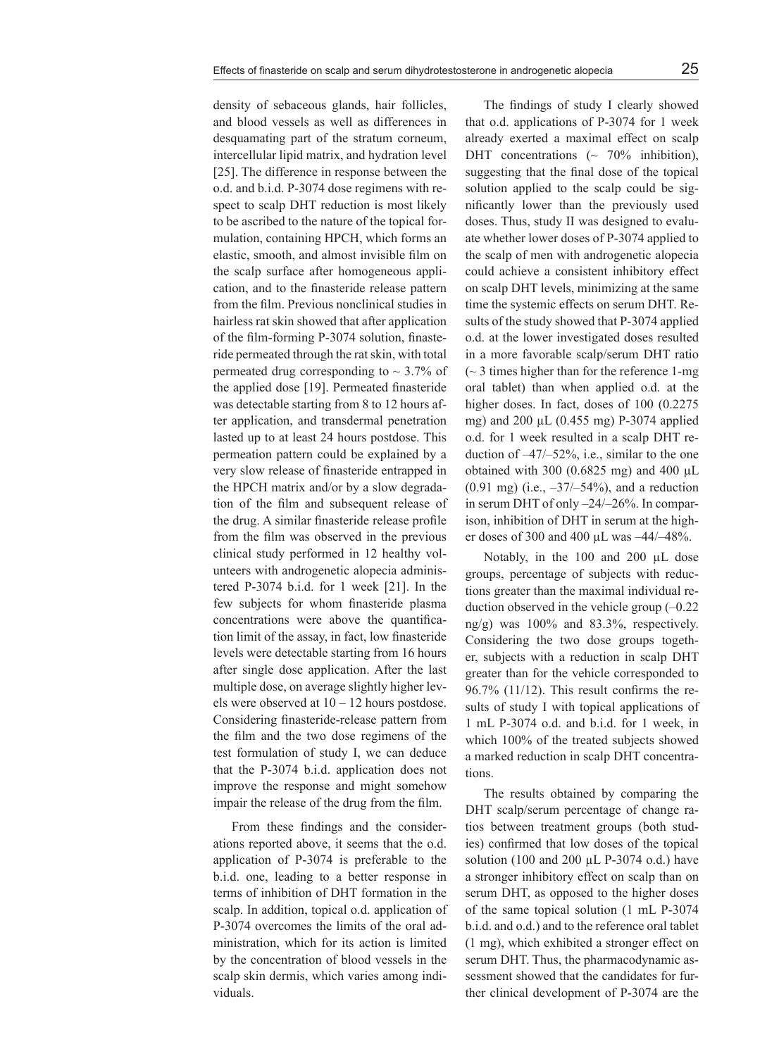density of sebaceous glands, hair follicles, and blood vessels as well as differences in desquamating part of the stratum corneum, intercellular lipid matrix, and hydration level [25]. The difference in response between the o.d. and b.i.d. P-3074 dose regimens with respect to scalp DHT reduction is most likely to be ascribed to the nature of the topical formulation, containing HPCH, which forms an elastic, smooth, and almost invisible film on the scalp surface after homogeneous application, and to the finasteride release pattern from the film. Previous nonclinical studies in hairless rat skin showed that after application of the film-forming P-3074 solution, finasteride permeated through the rat skin, with total permeated drug corresponding to ~ 3.7% of the applied dose [19]. Permeated finasteride was detectable starting from 8 to 12 hours after application, and transdermal penetration lasted up to at least 24 hours postdose. This permeation pattern could be explained by a very slow release of finasteride entrapped in the HPCH matrix and/or by a slow degradation of the film and subsequent release of the drug. A similar finasteride release profile from the film was observed in the previous clinical study performed in 12 healthy volunteers with androgenetic alopecia administered P-3074 b.i.d. for 1 week [21]. In the few subjects for whom finasteride plasma concentrations were above the quantification limit of the assay, in fact, low finasteride levels were detectable starting from 16 hours after single dose application. After the last multiple dose, on average slightly higher levels were observed at 10 – 12 hours postdose. Considering finasteride-release pattern from the film and the two dose regimens of the test formulation of study I, we can deduce that the P-3074 b.i.d. application does not improve the response and might somehow impair the release of the drug from the film.

From these findings and the considerations reported above, it seems that the o.d. application of P-3074 is preferable to the b.i.d. one, leading to a better response in terms of inhibition of DHT formation in the scalp. In addition, topical o.d. application of P-3074 overcomes the limits of the oral administration, which for its action is limited by the concentration of blood vessels in the scalp skin dermis, which varies among individuals.

The findings of study I clearly showed that o.d. applications of P-3074 for 1 week already exerted a maximal effect on scalp DHT concentrations (~ 70% inhibition), suggesting that the final dose of the topical solution applied to the scalp could be significantly lower than the previously used doses. Thus, study II was designed to evaluate whether lower doses of P-3074 applied to the scalp of men with androgenetic alopecia could achieve a consistent inhibitory effect on scalp DHT levels, minimizing at the same time the systemic effects on serum DHT. Results of the study showed that P-3074 applied o.d. at the lower investigated doses resulted in a more favorable scalp/serum DHT ratio (~ 3 times higher than for the reference 1-mg oral tablet) than when applied o.d. at the higher doses. In fact, doses of 100 (0.2275 mg) and 200 µL (0.455 mg) P-3074 applied o.d. for 1 week resulted in a scalp DHT reduction of –47/–52%, i.e., similar to the one obtained with 300 (0.6825 mg) and 400 µL (0.91 mg) (i.e., –37/–54%), and a reduction in serum DHT of only –24/–26%. In comparison, inhibition of DHT in serum at the higher doses of 300 and 400 µL was –44/–48%.

Notably, in the 100 and 200 µL dose groups, percentage of subjects with reductions greater than the maximal individual reduction observed in the vehicle group (–0.22 ng/g) was 100% and 83.3%, respectively. Considering the two dose groups together, subjects with a reduction in scalp DHT greater than for the vehicle corresponded to 96.7% (11/12). This result confirms the results of study I with topical applications of 1 mL P-3074 o.d. and b.i.d. for 1 week, in which 100% of the treated subjects showed a marked reduction in scalp DHT concentrations.

The results obtained by comparing the DHT scalp/serum percentage of change ratios between treatment groups (both studies) confirmed that low doses of the topical solution (100 and 200 µL P-3074 o.d.) have a stronger inhibitory effect on scalp than on serum DHT, as opposed to the higher doses of the same topical solution (1 mL P-3074 b.i.d. and o.d.) and to the reference oral tablet (1 mg), which exhibited a stronger effect on serum DHT. Thus, the pharmacodynamic assessment showed that the candidates for further clinical development of P-3074 are the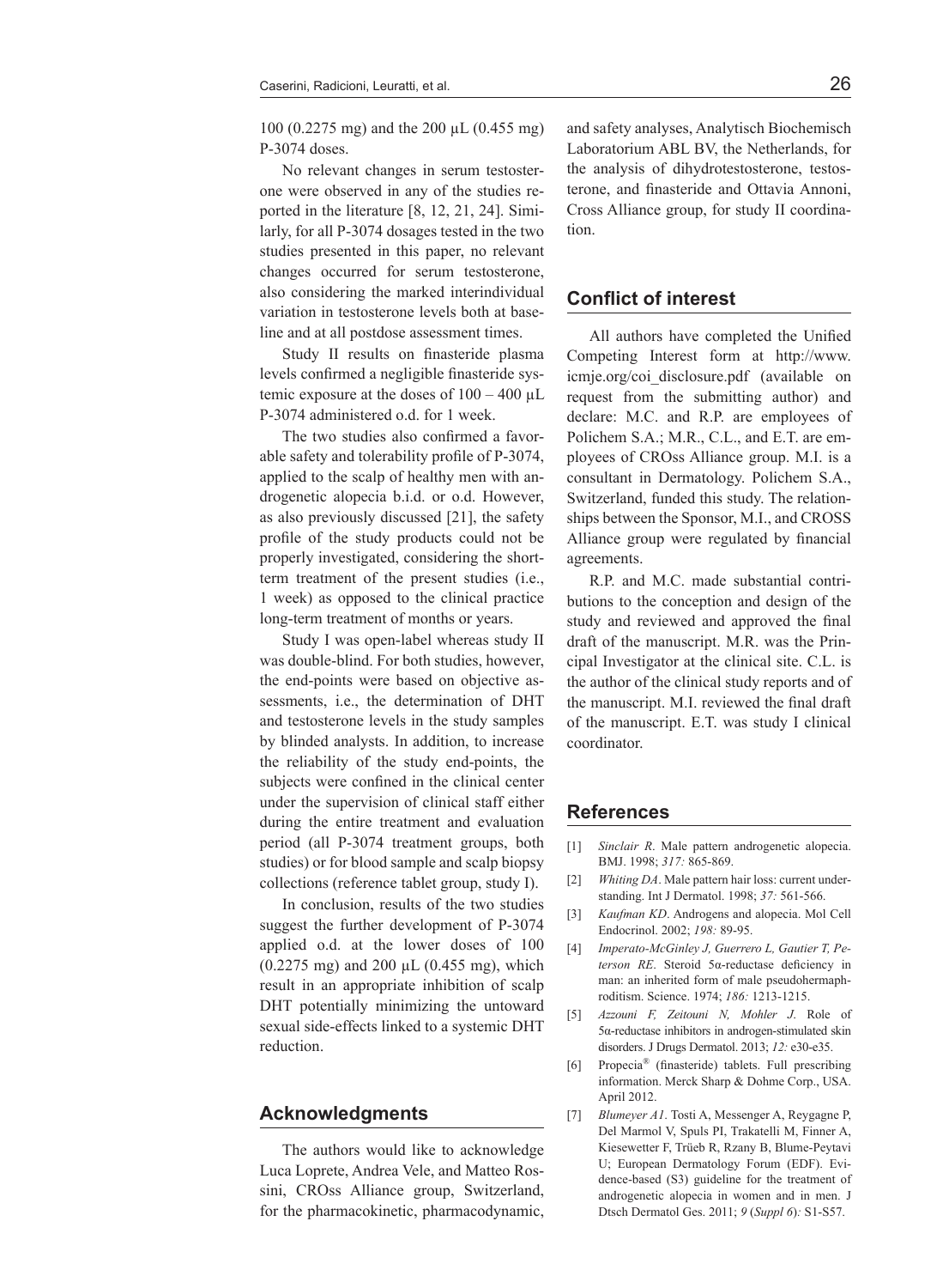100 (0.2275 mg) and the 200 µL (0.455 mg) P-3074 doses.

No relevant changes in serum testosterone were observed in any of the studies reported in the literature [8, 12, 21, 24]. Similarly, for all P-3074 dosages tested in the two studies presented in this paper, no relevant changes occurred for serum testosterone, also considering the marked interindividual variation in testosterone levels both at baseline and at all postdose assessment times.

Study II results on finasteride plasma levels confirmed a negligible finasteride systemic exposure at the doses of 100 – 400 µL P-3074 administered o.d. for 1 week.

The two studies also confirmed a favorable safety and tolerability profile of P-3074, applied to the scalp of healthy men with androgenetic alopecia b.i.d. or o.d. However, as also previously discussed [21], the safety profile of the study products could not be properly investigated, considering the short-term treatment of the present studies (i.e., 1 week) as opposed to the clinical practice long-term treatment of months or years.

Study I was open-label whereas study II was double-blind. For both studies, however, the end-points were based on objective assessments, i.e., the determination of DHT and testosterone levels in the study samples by blinded analysts. In addition, to increase the reliability of the study end-points, the subjects were confined in the clinical center under the supervision of clinical staff either during the entire treatment and evaluation period (all P-3074 treatment groups, both studies) or for blood sample and scalp biopsy collections (reference tablet group, study I).

In conclusion, results of the two studies suggest the further development of P-3074 applied o.d. at the lower doses of 100 (0.2275 mg) and 200 µL (0.455 mg), which result in an appropriate inhibition of scalp DHT potentially minimizing the untoward sexual side-effects linked to a systemic DHT reduction.

## Acknowledgments

The authors would like to acknowledge Luca Loprete, Andrea Vele, and Matteo Rossini, CROss Alliance group, Switzerland, for the pharmacokinetic, pharmacodynamic, and safety analyses, Analytisch Biochemisch Laboratorium ABL BV, the Netherlands, for the analysis of dihydrotestosterone, testosterone, and finasteride and Ottavia Annoni, Cross Alliance group, for study II coordination.

## Conflict of interest

All authors have completed the Unified Competing Interest form at http://www.icmje.org/coi_disclosure.pdf (available on request from the submitting author) and declare: M.C. and R.P. are employees of Polichem S.A.; M.R., C.L., and E.T. are employees of CROss Alliance group. M.I. is a consultant in Dermatology. Polichem S.A., Switzerland, funded this study. The relationships between the Sponsor, M.I., and CROSS Alliance group were regulated by financial agreements.

R.P. and M.C. made substantial contributions to the conception and design of the study and reviewed and approved the final draft of the manuscript. M.R. was the Principal Investigator at the clinical site. C.L. is the author of the clinical study reports and of the manuscript. M.I. reviewed the final draft of the manuscript. E.T. was study I clinical coordinator.

## References

[1] *Sinclair R*. Male pattern androgenetic alopecia. BMJ. 1998; *317:* 865-869.

[2] *Whiting DA*. Male pattern hair loss: current understanding. Int J Dermatol. 1998; *37:* 561-566.

[3] *Kaufman KD*. Androgens and alopecia. Mol Cell Endocrinol. 2002; *198:* 89-95.

[4] *Imperato-McGinley J, Guerrero L, Gautier T, Peterson RE*. Steroid 5α-reductase deficiency in man: an inherited form of male pseudohermaphroditism. Science. 1974; *186:* 1213-1215.

[5] *Azzouni F, Zeitouni N, Mohler J*. Role of 5α-reductase inhibitors in androgen-stimulated skin disorders. J Drugs Dermatol. 2013; *12:* e30-e35.

[6] Propecia® (finasteride) tablets. Full prescribing information. Merck Sharp & Dohme Corp., USA. April 2012.

[7] *Blumeyer A1*. Tosti A, Messenger A, Reygagne P, Del Marmol V, Spuls PI, Trakatelli M, Finner A, Kiesewetter F, Trüeb R, Rzany B, Blume-Peytavi U; European Dermatology Forum (EDF). Evidence-based (S3) guideline for the treatment of androgenetic alopecia in women and in men. J Dtsch Dermatol Ges. 2011; *9* (*Suppl 6*)*:* S1-S57.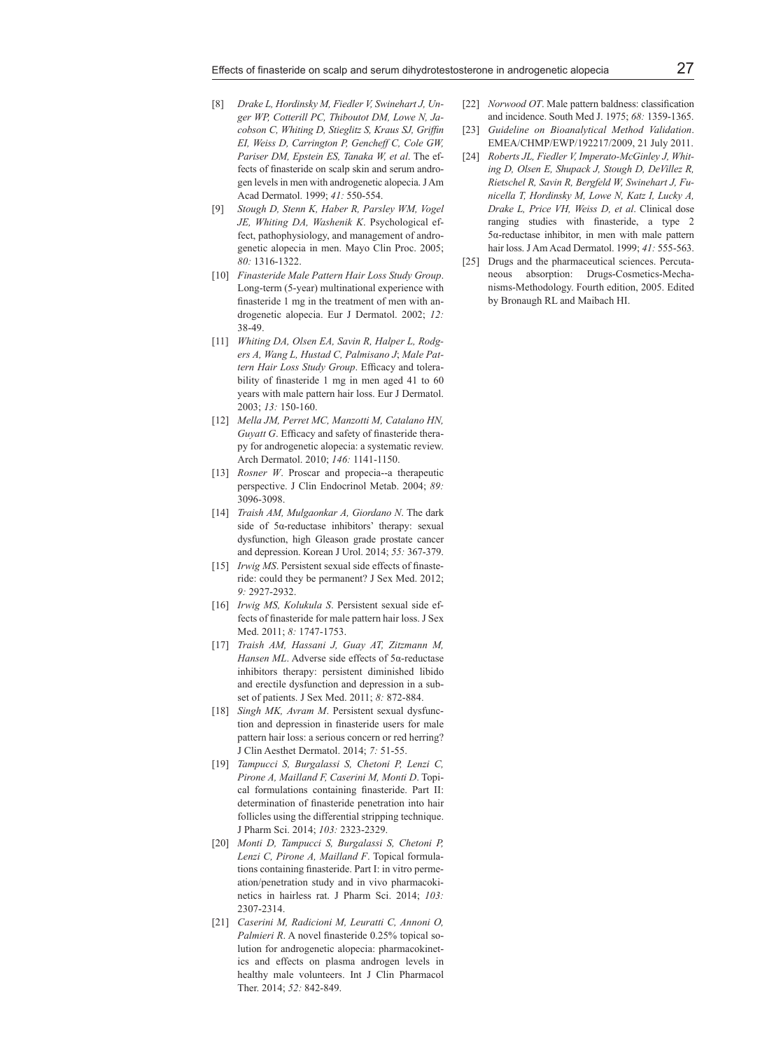[8] *Drake L, Hordinsky M, Fiedler V, Swinehart J, Unger WP, Cotterill PC, Thiboutot DM, Lowe N, Jacobson C, Whiting D, Stieglitz S, Kraus SJ, Griffin EI, Weiss D, Carrington P, Gencheff C, Cole GW, Pariser DM, Epstein ES, Tanaka W, et al*. The effects of finasteride on scalp skin and serum androgen levels in men with androgenetic alopecia. J Am Acad Dermatol. 1999; *41:* 550-554.

[9] *Stough D, Stenn K, Haber R, Parsley WM, Vogel JE, Whiting DA, Washenik K*. Psychological effect, pathophysiology, and management of androgenetic alopecia in men. Mayo Clin Proc. 2005; *80:* 1316-1322.

[10] *Finasteride Male Pattern Hair Loss Study Group*. Long-term (5-year) multinational experience with finasteride 1 mg in the treatment of men with androgenetic alopecia. Eur J Dermatol. 2002; *12:* 38-49.

[11] *Whiting DA, Olsen EA, Savin R, Halper L, Rodgers A, Wang L, Hustad C, Palmisano J*; *Male Pattern Hair Loss Study Group*. Efficacy and tolerability of finasteride 1 mg in men aged 41 to 60 years with male pattern hair loss. Eur J Dermatol. 2003; *13:* 150-160.

[12] *Mella JM, Perret MC, Manzotti M, Catalano HN, Guyatt G*. Efficacy and safety of finasteride therapy for androgenetic alopecia: a systematic review. Arch Dermatol. 2010; *146:* 1141-1150.

[13] *Rosner W*. Proscar and propecia--a therapeutic perspective. J Clin Endocrinol Metab. 2004; *89:* 3096-3098.

[14] *Traish AM, Mulgaonkar A, Giordano N*. The dark side of 5α-reductase inhibitors' therapy: sexual dysfunction, high Gleason grade prostate cancer and depression. Korean J Urol. 2014; *55:* 367-379.

[15] *Irwig MS*. Persistent sexual side effects of finasteride: could they be permanent? J Sex Med. 2012; *9:* 2927-2932.

[16] *Irwig MS, Kolukula S*. Persistent sexual side effects of finasteride for male pattern hair loss. J Sex Med. 2011; *8:* 1747-1753.

[17] *Traish AM, Hassani J, Guay AT, Zitzmann M, Hansen ML*. Adverse side effects of 5α-reductase inhibitors therapy: persistent diminished libido and erectile dysfunction and depression in a subset of patients. J Sex Med. 2011; *8:* 872-884.

[18] *Singh MK, Avram M*. Persistent sexual dysfunction and depression in finasteride users for male pattern hair loss: a serious concern or red herring? J Clin Aesthet Dermatol. 2014; *7:* 51-55.

[19] *Tampucci S, Burgalassi S, Chetoni P, Lenzi C, Pirone A, Mailland F, Caserini M, Monti D*. Topical formulations containing finasteride. Part II: determination of finasteride penetration into hair follicles using the differential stripping technique. J Pharm Sci. 2014; *103:* 2323-2329.

[20] *Monti D, Tampucci S, Burgalassi S, Chetoni P, Lenzi C, Pirone A, Mailland F*. Topical formulations containing finasteride. Part I: in vitro permeation/penetration study and in vivo pharmacokinetics in hairless rat. J Pharm Sci. 2014; *103:* 2307-2314.

[21] *Caserini M, Radicioni M, Leuratti C, Annoni O, Palmieri R*. A novel finasteride 0.25% topical solution for androgenetic alopecia: pharmacokinetics and effects on plasma androgen levels in healthy male volunteers. Int J Clin Pharmacol Ther. 2014; *52:* 842-849.

[22] *Norwood OT*. Male pattern baldness: classification and incidence. South Med J. 1975; *68:* 1359-1365.

[23] *Guideline on Bioanalytical Method Validation*. EMEA/CHMP/EWP/192217/2009, 21 July 2011.

[24] *Roberts JL, Fiedler V, Imperato-McGinley J, Whiting D, Olsen E, Shupack J, Stough D, DeVillez R, Rietschel R, Savin R, Bergfeld W, Swinehart J, Funicella T, Hordinsky M, Lowe N, Katz I, Lucky A, Drake L, Price VH, Weiss D, et al*. Clinical dose ranging studies with finasteride, a type 2 5α-reductase inhibitor, in men with male pattern hair loss. J Am Acad Dermatol. 1999; *41:* 555-563.

[25] Drugs and the pharmaceutical sciences. Percutaneous absorption: Drugs-Cosmetics-Mechanisms-Methodology. Fourth edition, 2005. Edited by Bronaugh RL and Maibach HI.